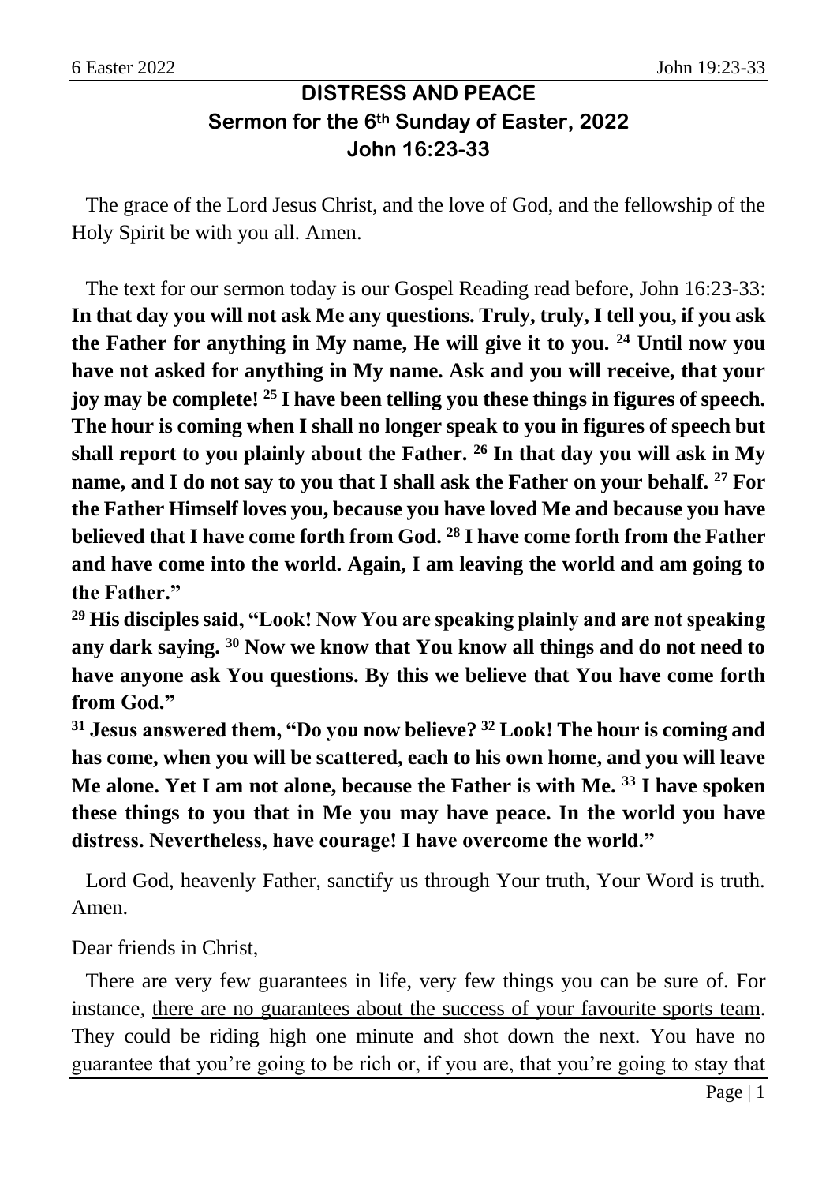# DISTRESS AND PEACE
## Sermon for the 6th Sunday of Easter, 2022
## John 16:23-33

The grace of the Lord Jesus Christ, and the love of God, and the fellowship of the Holy Spirit be with you all. Amen.

The text for our sermon today is our Gospel Reading read before, John 16:23-33: **In that day you will not ask Me any questions. Truly, truly, I tell you, if you ask the Father for anything in My name, He will give it to you. 24 Until now you have not asked for anything in My name. Ask and you will receive, that your joy may be complete! 25 I have been telling you these things in figures of speech. The hour is coming when I shall no longer speak to you in figures of speech but shall report to you plainly about the Father. 26 In that day you will ask in My name, and I do not say to you that I shall ask the Father on your behalf. 27 For the Father Himself loves you, because you have loved Me and because you have believed that I have come forth from God. 28 I have come forth from the Father and have come into the world. Again, I am leaving the world and am going to the Father."**

**29 His disciples said, "Look! Now You are speaking plainly and are not speaking any dark saying. 30 Now we know that You know all things and do not need to have anyone ask You questions. By this we believe that You have come forth from God."**

**31 Jesus answered them, "Do you now believe? 32 Look! The hour is coming and has come, when you will be scattered, each to his own home, and you will leave Me alone. Yet I am not alone, because the Father is with Me. 33 I have spoken these things to you that in Me you may have peace. In the world you have distress. Nevertheless, have courage! I have overcome the world."**

Lord God, heavenly Father, sanctify us through Your truth, Your Word is truth. Amen.

Dear friends in Christ,

There are very few guarantees in life, very few things you can be sure of. For instance, <u>there are no guarantees about the success of your favourite sports team</u>. They could be riding high one minute and shot down the next. You have no guarantee that you're going to be rich or, if you are, that you're going to stay that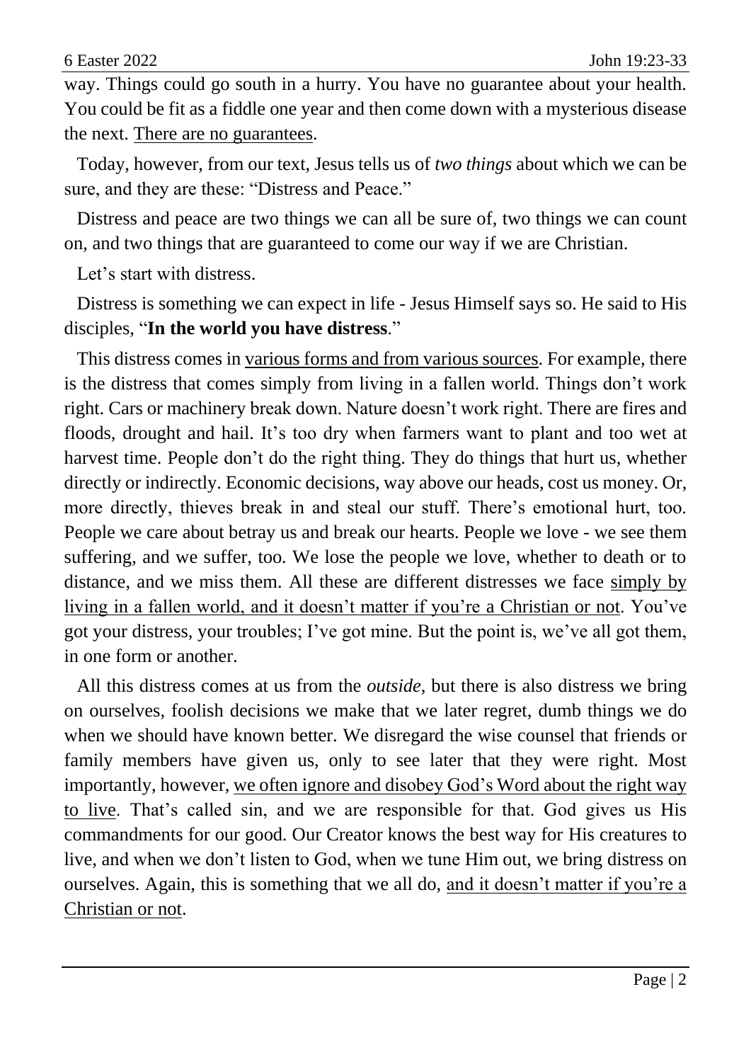way. Things could go south in a hurry. You have no guarantee about your health. You could be fit as a fiddle one year and then come down with a mysterious disease the next. <u>There are no guarantees</u>.

Today, however, from our text, Jesus tells us of *two things* about which we can be sure, and they are these: "Distress and Peace."

Distress and peace are two things we can all be sure of, two things we can count on, and two things that are guaranteed to come our way if we are Christian.

Let's start with distress.

Distress is something we can expect in life - Jesus Himself says so. He said to His disciples, "**In the world you have distress**."

This distress comes in <u>various forms and from various sources</u>. For example, there is the distress that comes simply from living in a fallen world. Things don't work right. Cars or machinery break down. Nature doesn't work right. There are fires and floods, drought and hail. It's too dry when farmers want to plant and too wet at harvest time. People don't do the right thing. They do things that hurt us, whether directly or indirectly. Economic decisions, way above our heads, cost us money. Or, more directly, thieves break in and steal our stuff. There's emotional hurt, too. People we care about betray us and break our hearts. People we love - we see them suffering, and we suffer, too. We lose the people we love, whether to death or to distance, and we miss them. All these are different distresses we face <u>simply by living in a fallen world, and it doesn't matter if you're a Christian or not</u>. You've got your distress, your troubles; I've got mine. But the point is, we've all got them, in one form or another.

All this distress comes at us from the *outside*, but there is also distress we bring on ourselves, foolish decisions we make that we later regret, dumb things we do when we should have known better. We disregard the wise counsel that friends or family members have given us, only to see later that they were right. Most importantly, however, <u>we often ignore and disobey God's Word about the right way to live</u>. That's called sin, and we are responsible for that. God gives us His commandments for our good. Our Creator knows the best way for His creatures to live, and when we don't listen to God, when we tune Him out, we bring distress on ourselves. Again, this is something that we all do, <u>and it doesn't matter if you're a Christian or not</u>.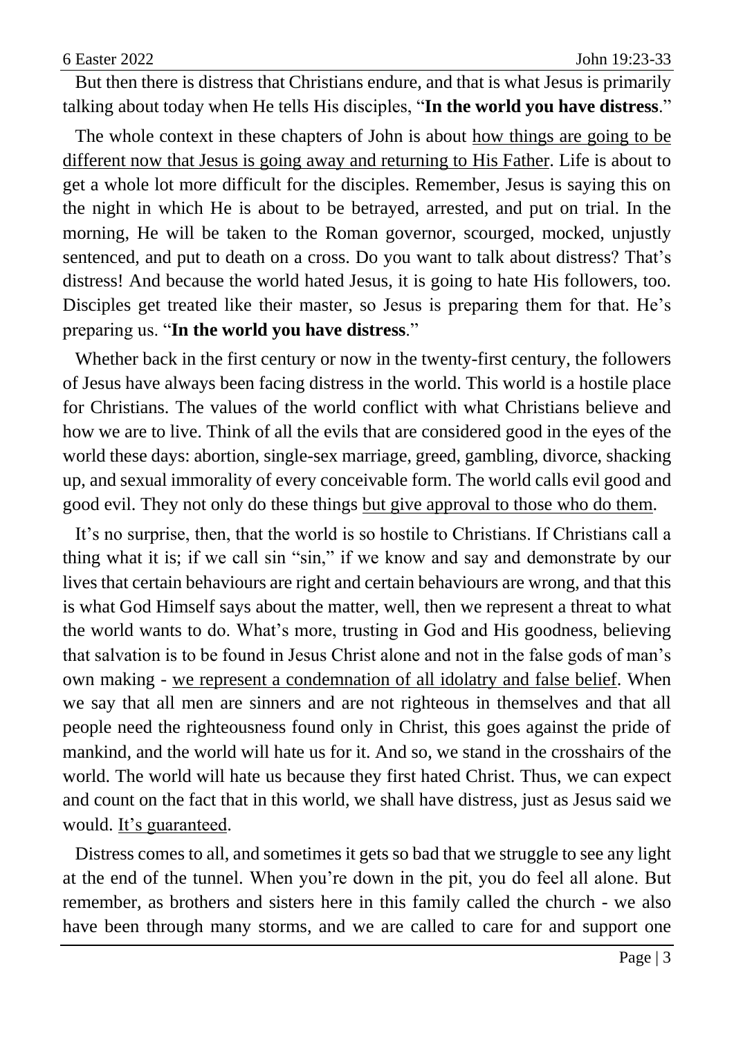But then there is distress that Christians endure, and that is what Jesus is primarily talking about today when He tells His disciples, "**In the world you have distress**."

The whole context in these chapters of John is about <u>how things are going to be different now that Jesus is going away and returning to His Father</u>. Life is about to get a whole lot more difficult for the disciples. Remember, Jesus is saying this on the night in which He is about to be betrayed, arrested, and put on trial. In the morning, He will be taken to the Roman governor, scourged, mocked, unjustly sentenced, and put to death on a cross. Do you want to talk about distress? That's distress! And because the world hated Jesus, it is going to hate His followers, too. Disciples get treated like their master, so Jesus is preparing them for that. He's preparing us. "**In the world you have distress**."

Whether back in the first century or now in the twenty-first century, the followers of Jesus have always been facing distress in the world. This world is a hostile place for Christians. The values of the world conflict with what Christians believe and how we are to live. Think of all the evils that are considered good in the eyes of the world these days: abortion, single-sex marriage, greed, gambling, divorce, shacking up, and sexual immorality of every conceivable form. The world calls evil good and good evil. They not only do these things <u>but give approval to those who do them</u>.

It's no surprise, then, that the world is so hostile to Christians. If Christians call a thing what it is; if we call sin "sin," if we know and say and demonstrate by our lives that certain behaviours are right and certain behaviours are wrong, and that this is what God Himself says about the matter, well, then we represent a threat to what the world wants to do. What's more, trusting in God and His goodness, believing that salvation is to be found in Jesus Christ alone and not in the false gods of man's own making - <u>we represent a condemnation of all idolatry and false belief</u>. When we say that all men are sinners and are not righteous in themselves and that all people need the righteousness found only in Christ, this goes against the pride of mankind, and the world will hate us for it. And so, we stand in the crosshairs of the world. The world will hate us because they first hated Christ. Thus, we can expect and count on the fact that in this world, we shall have distress, just as Jesus said we would. <u>It's guaranteed</u>.

Distress comes to all, and sometimes it gets so bad that we struggle to see any light at the end of the tunnel. When you're down in the pit, you do feel all alone. But remember, as brothers and sisters here in this family called the church - we also have been through many storms, and we are called to care for and support one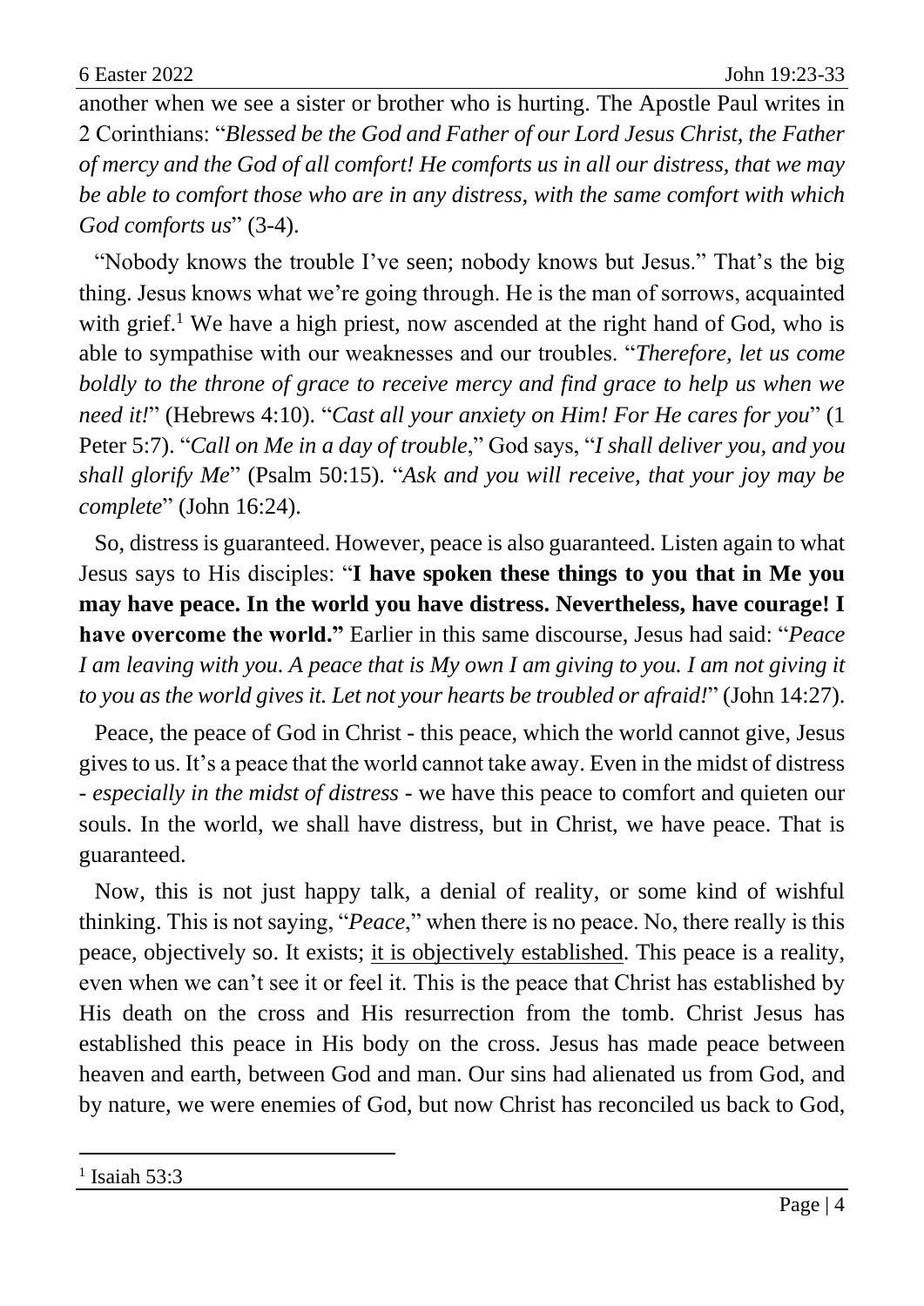another when we see a sister or brother who is hurting. The Apostle Paul writes in 2 Corinthians: "*Blessed be the God and Father of our Lord Jesus Christ, the Father of mercy and the God of all comfort! He comforts us in all our distress, that we may be able to comfort those who are in any distress, with the same comfort with which God comforts us*" (3-4).

"Nobody knows the trouble I've seen; nobody knows but Jesus." That's the big thing. Jesus knows what we're going through. He is the man of sorrows, acquainted with grief.[1] We have a high priest, now ascended at the right hand of God, who is able to sympathise with our weaknesses and our troubles. "*Therefore, let us come boldly to the throne of grace to receive mercy and find grace to help us when we need it!*" (Hebrews 4:10). "*Cast all your anxiety on Him! For He cares for you*" (1 Peter 5:7). "*Call on Me in a day of trouble*," God says, "*I shall deliver you, and you shall glorify Me*" (Psalm 50:15). "*Ask and you will receive, that your joy may be complete*" (John 16:24).

So, distress is guaranteed. However, peace is also guaranteed. Listen again to what Jesus says to His disciples: "**I have spoken these things to you that in Me you may have peace. In the world you have distress. Nevertheless, have courage! I have overcome the world.**" Earlier in this same discourse, Jesus had said: "*Peace I am leaving with you. A peace that is My own I am giving to you. I am not giving it to you as the world gives it. Let not your hearts be troubled or afraid!*" (John 14:27).

Peace, the peace of God in Christ - this peace, which the world cannot give, Jesus gives to us. It's a peace that the world cannot take away. Even in the midst of distress - *especially in the midst of distress* - we have this peace to comfort and quieten our souls. In the world, we shall have distress, but in Christ, we have peace. That is guaranteed.

Now, this is not just happy talk, a denial of reality, or some kind of wishful thinking. This is not saying, "*Peace*," when there is no peace. No, there really is this peace, objectively so. It exists; <u>it is objectively established</u>. This peace is a reality, even when we can't see it or feel it. This is the peace that Christ has established by His death on the cross and His resurrection from the tomb. Christ Jesus has established this peace in His body on the cross. Jesus has made peace between heaven and earth, between God and man. Our sins had alienated us from God, and by nature, we were enemies of God, but now Christ has reconciled us back to God,

---

[1] Isaiah 53:3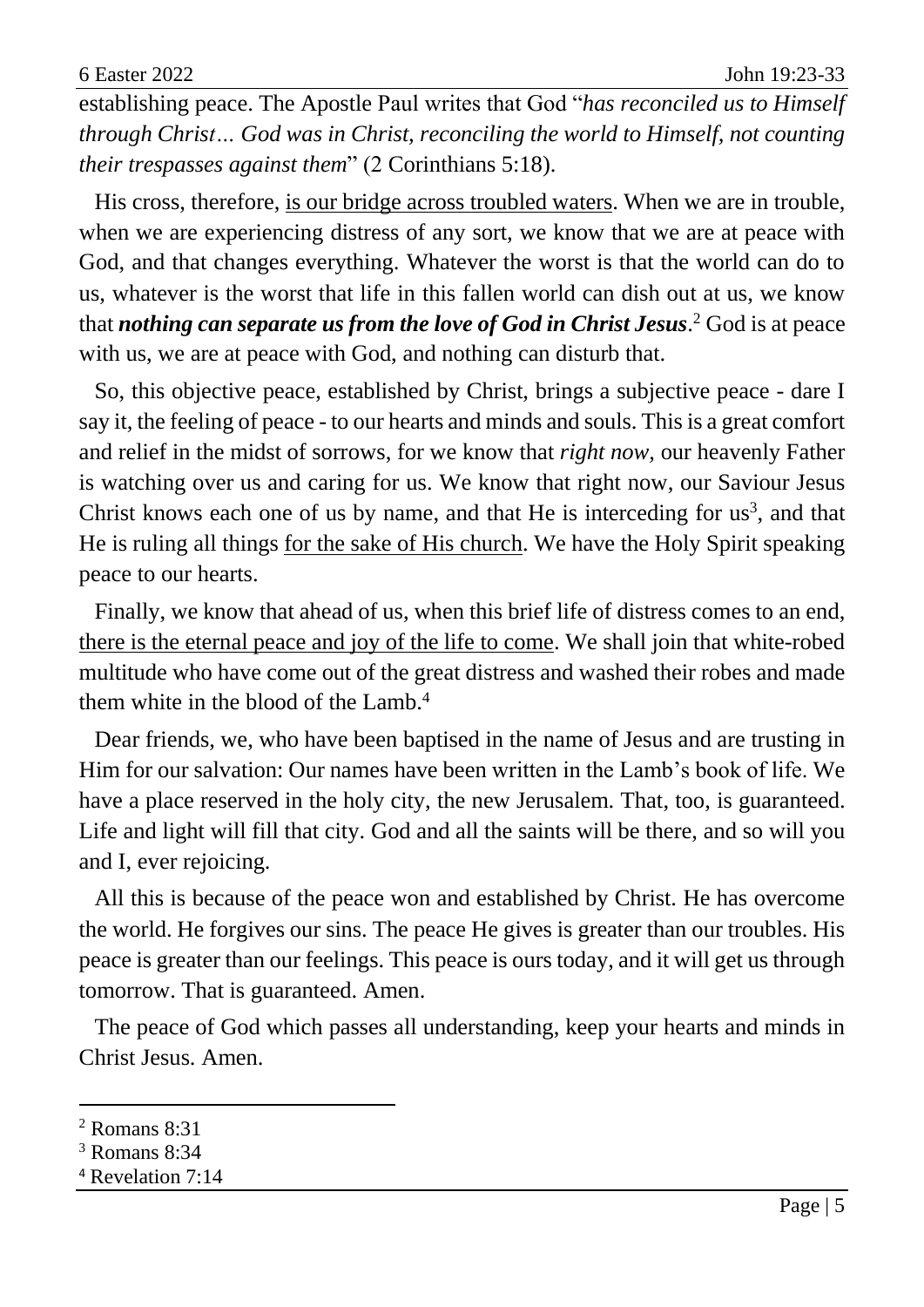establishing peace. The Apostle Paul writes that God "*has reconciled us to Himself through Christ… God was in Christ, reconciling the world to Himself, not counting their trespasses against them*" (2 Corinthians 5:18).

His cross, therefore, <u>is our bridge across troubled waters</u>. When we are in trouble, when we are experiencing distress of any sort, we know that we are at peace with God, and that changes everything. Whatever the worst is that the world can do to us, whatever is the worst that life in this fallen world can dish out at us, we know that ***nothing can separate us from the love of God in Christ Jesus***.[2] God is at peace with us, we are at peace with God, and nothing can disturb that.

So, this objective peace, established by Christ, brings a subjective peace - dare I say it, the feeling of peace - to our hearts and minds and souls. This is a great comfort and relief in the midst of sorrows, for we know that *right now,* our heavenly Father is watching over us and caring for us. We know that right now, our Saviour Jesus Christ knows each one of us by name, and that He is interceding for us[3], and that He is ruling all things <u>for the sake of His church</u>. We have the Holy Spirit speaking peace to our hearts.

Finally, we know that ahead of us, when this brief life of distress comes to an end, <u>there is the eternal peace and joy of the life to come</u>. We shall join that white-robed multitude who have come out of the great distress and washed their robes and made them white in the blood of the Lamb.[4]

Dear friends, we, who have been baptised in the name of Jesus and are trusting in Him for our salvation: Our names have been written in the Lamb's book of life. We have a place reserved in the holy city, the new Jerusalem. That, too, is guaranteed. Life and light will fill that city. God and all the saints will be there, and so will you and I, ever rejoicing.

All this is because of the peace won and established by Christ. He has overcome the world. He forgives our sins. The peace He gives is greater than our troubles. His peace is greater than our feelings. This peace is ours today, and it will get us through tomorrow. That is guaranteed. Amen.

The peace of God which passes all understanding, keep your hearts and minds in Christ Jesus. Amen.

---

[2] Romans 8:31

[3] Romans 8:34

[4] Revelation 7:14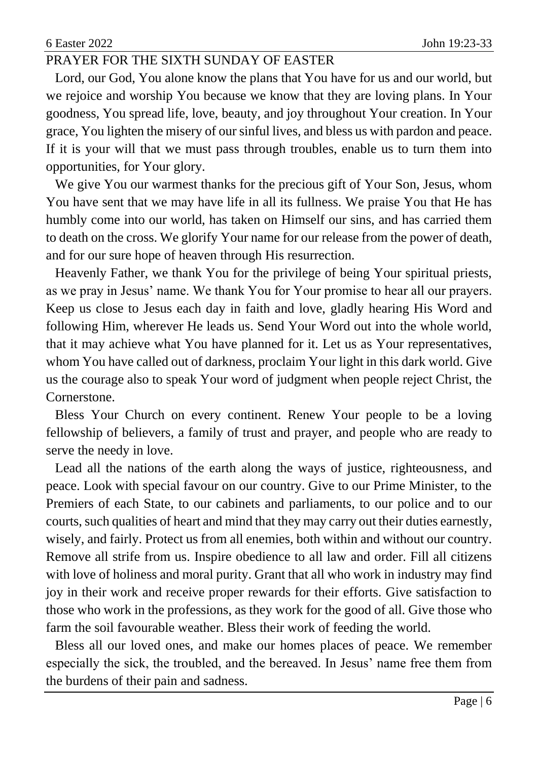## PRAYER FOR THE SIXTH SUNDAY OF EASTER

Lord, our God, You alone know the plans that You have for us and our world, but we rejoice and worship You because we know that they are loving plans. In Your goodness, You spread life, love, beauty, and joy throughout Your creation. In Your grace, You lighten the misery of our sinful lives, and bless us with pardon and peace. If it is your will that we must pass through troubles, enable us to turn them into opportunities, for Your glory.

We give You our warmest thanks for the precious gift of Your Son, Jesus, whom You have sent that we may have life in all its fullness. We praise You that He has humbly come into our world, has taken on Himself our sins, and has carried them to death on the cross. We glorify Your name for our release from the power of death, and for our sure hope of heaven through His resurrection.

Heavenly Father, we thank You for the privilege of being Your spiritual priests, as we pray in Jesus' name. We thank You for Your promise to hear all our prayers. Keep us close to Jesus each day in faith and love, gladly hearing His Word and following Him, wherever He leads us. Send Your Word out into the whole world, that it may achieve what You have planned for it. Let us as Your representatives, whom You have called out of darkness, proclaim Your light in this dark world. Give us the courage also to speak Your word of judgment when people reject Christ, the Cornerstone.

Bless Your Church on every continent. Renew Your people to be a loving fellowship of believers, a family of trust and prayer, and people who are ready to serve the needy in love.

Lead all the nations of the earth along the ways of justice, righteousness, and peace. Look with special favour on our country. Give to our Prime Minister, to the Premiers of each State, to our cabinets and parliaments, to our police and to our courts, such qualities of heart and mind that they may carry out their duties earnestly, wisely, and fairly. Protect us from all enemies, both within and without our country. Remove all strife from us. Inspire obedience to all law and order. Fill all citizens with love of holiness and moral purity. Grant that all who work in industry may find joy in their work and receive proper rewards for their efforts. Give satisfaction to those who work in the professions, as they work for the good of all. Give those who farm the soil favourable weather. Bless their work of feeding the world.

Bless all our loved ones, and make our homes places of peace. We remember especially the sick, the troubled, and the bereaved. In Jesus' name free them from the burdens of their pain and sadness.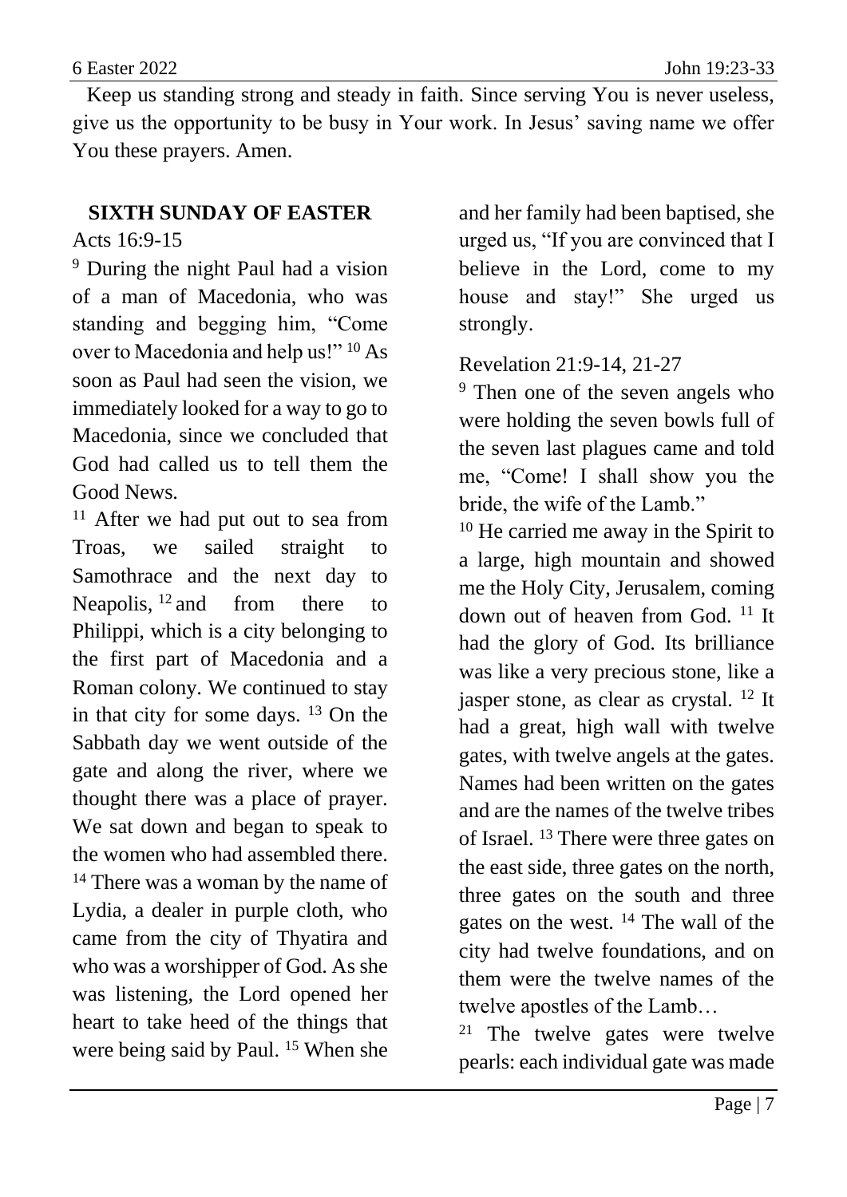Keep us standing strong and steady in faith. Since serving You is never useless, give us the opportunity to be busy in Your work. In Jesus' saving name we offer You these prayers. Amen.

## SIXTH SUNDAY OF EASTER

Acts 16:9-15

[9] During the night Paul had a vision of a man of Macedonia, who was standing and begging him, "Come over to Macedonia and help us!" [10] As soon as Paul had seen the vision, we immediately looked for a way to go to Macedonia, since we concluded that God had called us to tell them the Good News.

[11] After we had put out to sea from Troas, we sailed straight to Samothrace and the next day to Neapolis, [12] and from there to Philippi, which is a city belonging to the first part of Macedonia and a Roman colony. We continued to stay in that city for some days. [13] On the Sabbath day we went outside of the gate and along the river, where we thought there was a place of prayer. We sat down and began to speak to the women who had assembled there. [14] There was a woman by the name of Lydia, a dealer in purple cloth, who came from the city of Thyatira and who was a worshipper of God. As she was listening, the Lord opened her heart to take heed of the things that were being said by Paul. [15] When she and her family had been baptised, she urged us, "If you are convinced that I believe in the Lord, come to my house and stay!" She urged us strongly.

Revelation 21:9-14, 21-27

[9] Then one of the seven angels who were holding the seven bowls full of the seven last plagues came and told me, "Come! I shall show you the bride, the wife of the Lamb."

[10] He carried me away in the Spirit to a large, high mountain and showed me the Holy City, Jerusalem, coming down out of heaven from God. [11] It had the glory of God. Its brilliance was like a very precious stone, like a jasper stone, as clear as crystal. [12] It had a great, high wall with twelve gates, with twelve angels at the gates. Names had been written on the gates and are the names of the twelve tribes of Israel. [13] There were three gates on the east side, three gates on the north, three gates on the south and three gates on the west. [14] The wall of the city had twelve foundations, and on them were the twelve names of the twelve apostles of the Lamb…

[21] The twelve gates were twelve pearls: each individual gate was made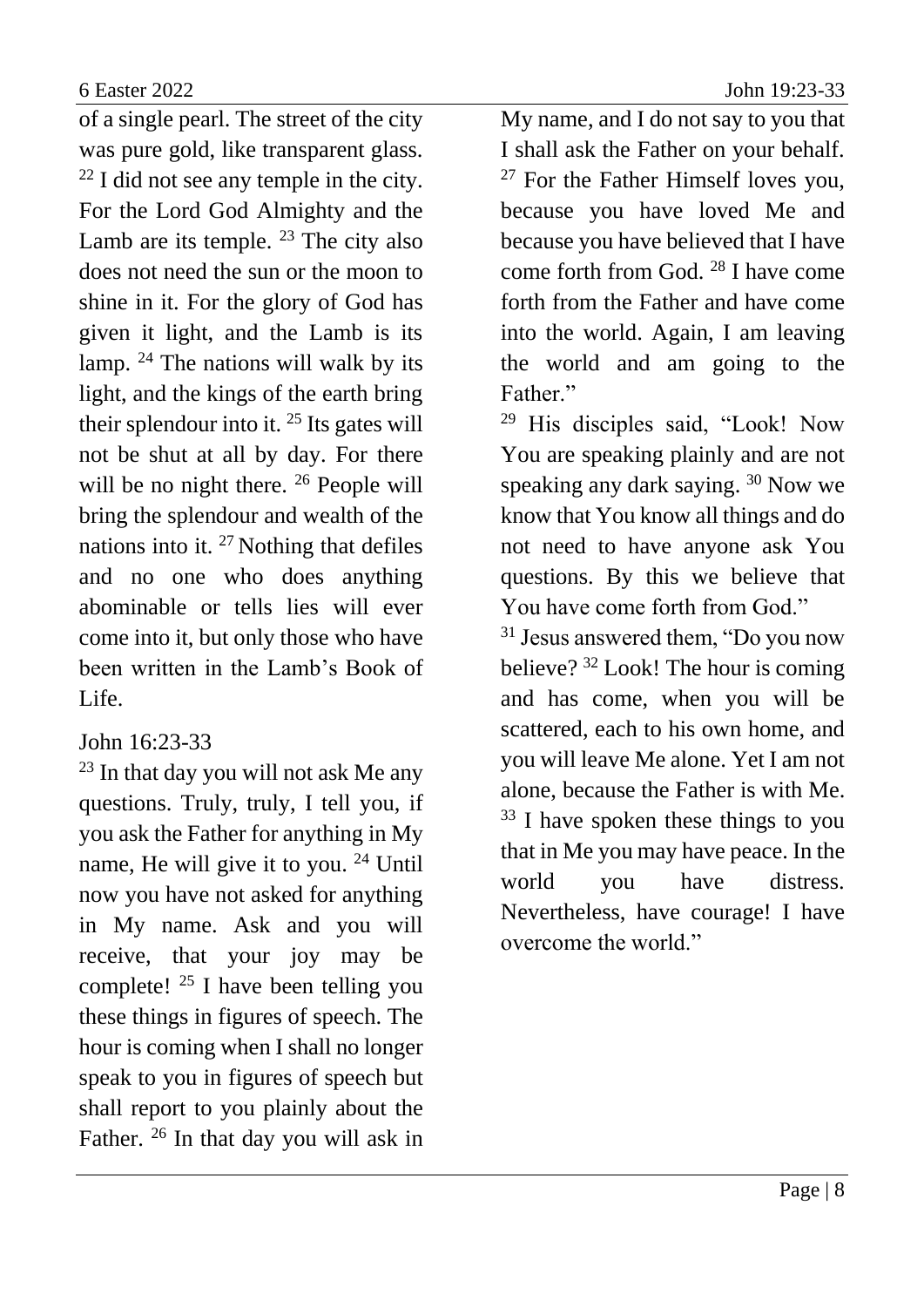of a single pearl. The street of the city was pure gold, like transparent glass. [22] I did not see any temple in the city. For the Lord God Almighty and the Lamb are its temple. [23] The city also does not need the sun or the moon to shine in it. For the glory of God has given it light, and the Lamb is its lamp. [24] The nations will walk by its light, and the kings of the earth bring their splendour into it. [25] Its gates will not be shut at all by day. For there will be no night there. [26] People will bring the splendour and wealth of the nations into it. [27] Nothing that defiles and no one who does anything abominable or tells lies will ever come into it, but only those who have been written in the Lamb's Book of Life.

John 16:23-33

[23] In that day you will not ask Me any questions. Truly, truly, I tell you, if you ask the Father for anything in My name, He will give it to you. [24] Until now you have not asked for anything in My name. Ask and you will receive, that your joy may be complete! [25] I have been telling you these things in figures of speech. The hour is coming when I shall no longer speak to you in figures of speech but shall report to you plainly about the Father. [26] In that day you will ask in My name, and I do not say to you that I shall ask the Father on your behalf. [27] For the Father Himself loves you, because you have loved Me and because you have believed that I have come forth from God. [28] I have come forth from the Father and have come into the world. Again, I am leaving the world and am going to the Father."

[29] His disciples said, "Look! Now You are speaking plainly and are not speaking any dark saying. [30] Now we know that You know all things and do not need to have anyone ask You questions. By this we believe that You have come forth from God."

[31] Jesus answered them, "Do you now believe? [32] Look! The hour is coming and has come, when you will be scattered, each to his own home, and you will leave Me alone. Yet I am not alone, because the Father is with Me. [33] I have spoken these things to you that in Me you may have peace. In the world you have distress. Nevertheless, have courage! I have overcome the world."